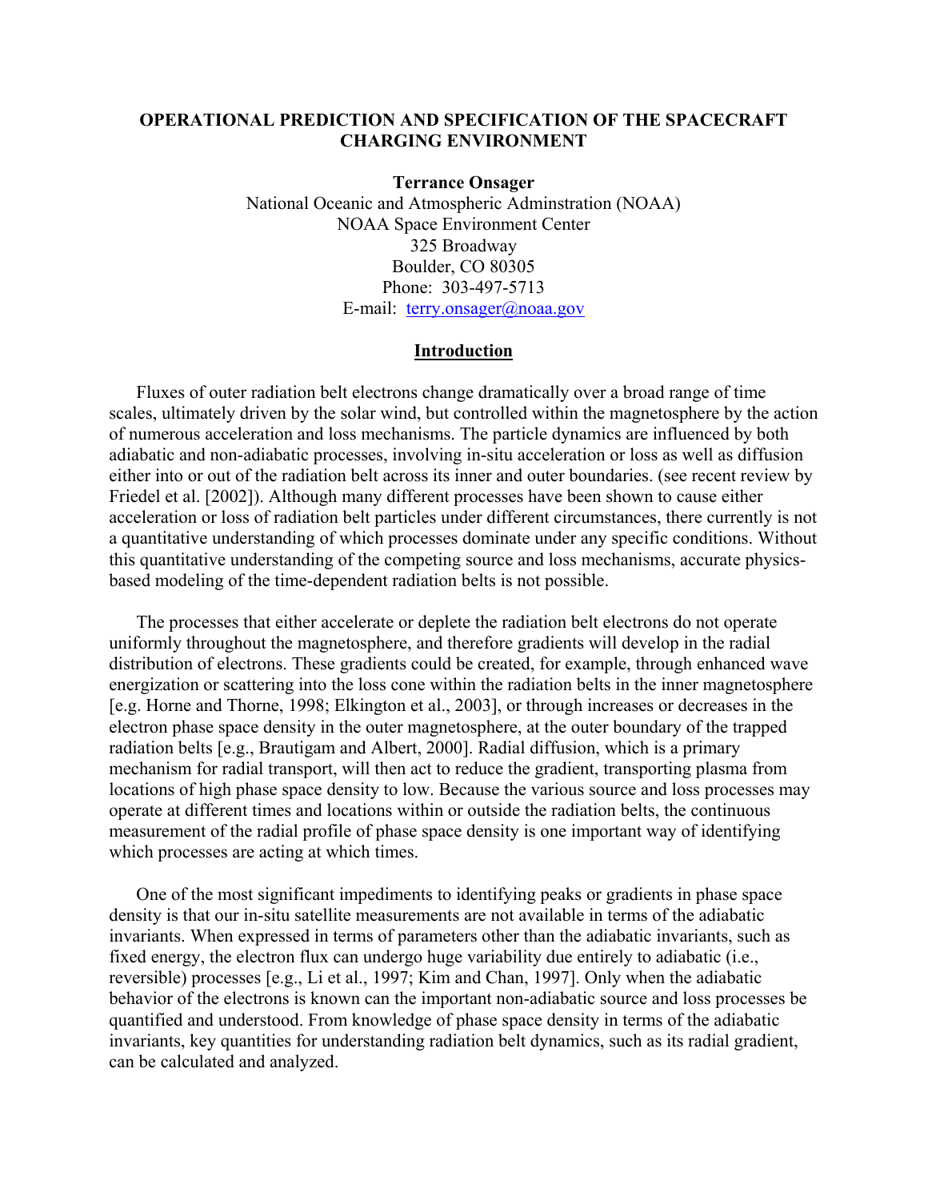# OPERATIONAL PREDICTION AND SPECIFICATION OF THE SPACECRAFT CHARGING ENVIRONMENT

**Terrance Onsager**

National Oceanic and Atmospheric Adminstration (NOAA)
NOAA Space Environment Center
325 Broadway
Boulder, CO 80305
Phone: 303-497-5713
E-mail: terry.onsager@noaa.gov

## Introduction

Fluxes of outer radiation belt electrons change dramatically over a broad range of time scales, ultimately driven by the solar wind, but controlled within the magnetosphere by the action of numerous acceleration and loss mechanisms. The particle dynamics are influenced by both adiabatic and non-adiabatic processes, involving in-situ acceleration or loss as well as diffusion either into or out of the radiation belt across its inner and outer boundaries. (see recent review by Friedel et al. [2002]). Although many different processes have been shown to cause either acceleration or loss of radiation belt particles under different circumstances, there currently is not a quantitative understanding of which processes dominate under any specific conditions. Without this quantitative understanding of the competing source and loss mechanisms, accurate physics-based modeling of the time-dependent radiation belts is not possible.

The processes that either accelerate or deplete the radiation belt electrons do not operate uniformly throughout the magnetosphere, and therefore gradients will develop in the radial distribution of electrons. These gradients could be created, for example, through enhanced wave energization or scattering into the loss cone within the radiation belts in the inner magnetosphere [e.g. Horne and Thorne, 1998; Elkington et al., 2003], or through increases or decreases in the electron phase space density in the outer magnetosphere, at the outer boundary of the trapped radiation belts [e.g., Brautigam and Albert, 2000]. Radial diffusion, which is a primary mechanism for radial transport, will then act to reduce the gradient, transporting plasma from locations of high phase space density to low. Because the various source and loss processes may operate at different times and locations within or outside the radiation belts, the continuous measurement of the radial profile of phase space density is one important way of identifying which processes are acting at which times.

One of the most significant impediments to identifying peaks or gradients in phase space density is that our in-situ satellite measurements are not available in terms of the adiabatic invariants. When expressed in terms of parameters other than the adiabatic invariants, such as fixed energy, the electron flux can undergo huge variability due entirely to adiabatic (i.e., reversible) processes [e.g., Li et al., 1997; Kim and Chan, 1997]. Only when the adiabatic behavior of the electrons is known can the important non-adiabatic source and loss processes be quantified and understood. From knowledge of phase space density in terms of the adiabatic invariants, key quantities for understanding radiation belt dynamics, such as its radial gradient, can be calculated and analyzed.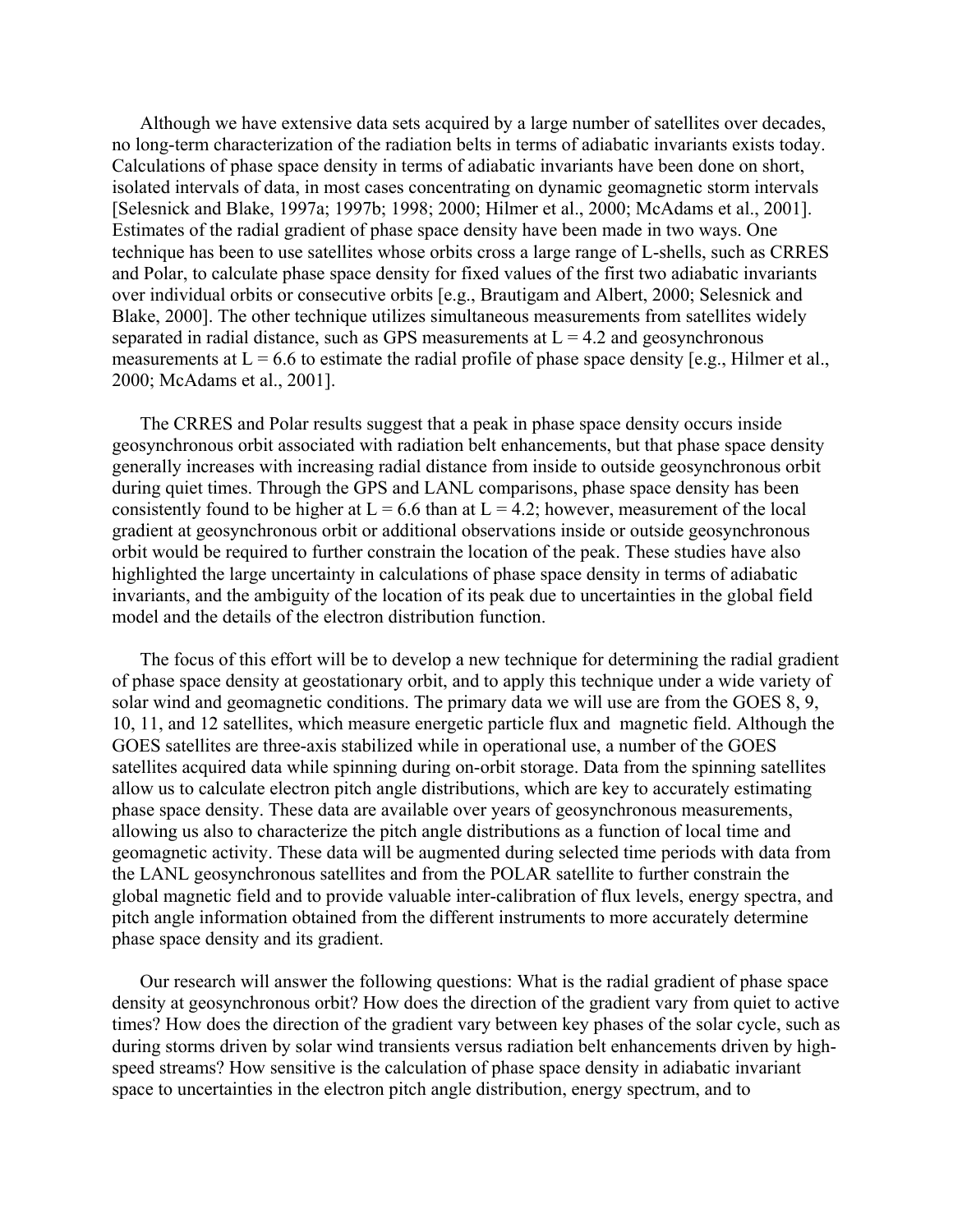Although we have extensive data sets acquired by a large number of satellites over decades, no long-term characterization of the radiation belts in terms of adiabatic invariants exists today. Calculations of phase space density in terms of adiabatic invariants have been done on short, isolated intervals of data, in most cases concentrating on dynamic geomagnetic storm intervals [Selesnick and Blake, 1997a; 1997b; 1998; 2000; Hilmer et al., 2000; McAdams et al., 2001]. Estimates of the radial gradient of phase space density have been made in two ways. One technique has been to use satellites whose orbits cross a large range of L-shells, such as CRRES and Polar, to calculate phase space density for fixed values of the first two adiabatic invariants over individual orbits or consecutive orbits [e.g., Brautigam and Albert, 2000; Selesnick and Blake, 2000]. The other technique utilizes simultaneous measurements from satellites widely separated in radial distance, such as GPS measurements at $L = 4.2$ and geosynchronous measurements at $L = 6.6$ to estimate the radial profile of phase space density [e.g., Hilmer et al., 2000; McAdams et al., 2001].

The CRRES and Polar results suggest that a peak in phase space density occurs inside geosynchronous orbit associated with radiation belt enhancements, but that phase space density generally increases with increasing radial distance from inside to outside geosynchronous orbit during quiet times. Through the GPS and LANL comparisons, phase space density has been consistently found to be higher at $L = 6.6$ than at $L = 4.2$; however, measurement of the local gradient at geosynchronous orbit or additional observations inside or outside geosynchronous orbit would be required to further constrain the location of the peak. These studies have also highlighted the large uncertainty in calculations of phase space density in terms of adiabatic invariants, and the ambiguity of the location of its peak due to uncertainties in the global field model and the details of the electron distribution function.

The focus of this effort will be to develop a new technique for determining the radial gradient of phase space density at geostationary orbit, and to apply this technique under a wide variety of solar wind and geomagnetic conditions. The primary data we will use are from the GOES 8, 9, 10, 11, and 12 satellites, which measure energetic particle flux and magnetic field. Although the GOES satellites are three-axis stabilized while in operational use, a number of the GOES satellites acquired data while spinning during on-orbit storage. Data from the spinning satellites allow us to calculate electron pitch angle distributions, which are key to accurately estimating phase space density. These data are available over years of geosynchronous measurements, allowing us also to characterize the pitch angle distributions as a function of local time and geomagnetic activity. These data will be augmented during selected time periods with data from the LANL geosynchronous satellites and from the POLAR satellite to further constrain the global magnetic field and to provide valuable inter-calibration of flux levels, energy spectra, and pitch angle information obtained from the different instruments to more accurately determine phase space density and its gradient.

Our research will answer the following questions: What is the radial gradient of phase space density at geosynchronous orbit? How does the direction of the gradient vary from quiet to active times? How does the direction of the gradient vary between key phases of the solar cycle, such as during storms driven by solar wind transients versus radiation belt enhancements driven by high-speed streams? How sensitive is the calculation of phase space density in adiabatic invariant space to uncertainties in the electron pitch angle distribution, energy spectrum, and to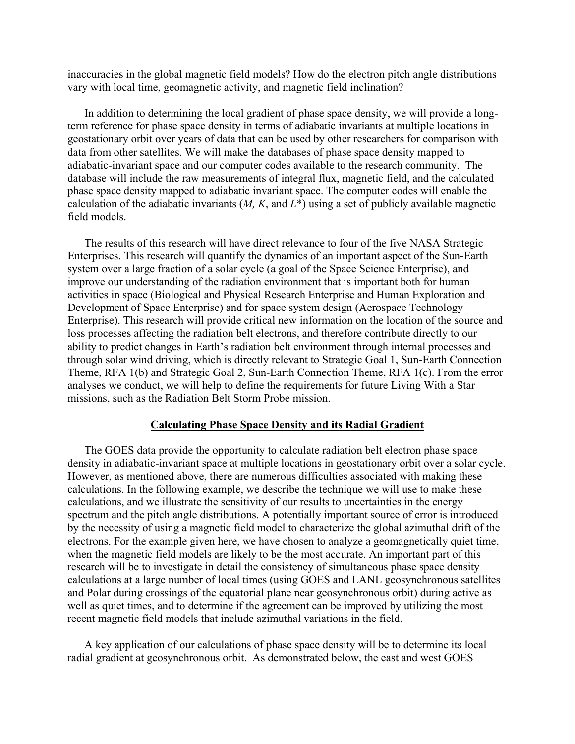inaccuracies in the global magnetic field models? How do the electron pitch angle distributions vary with local time, geomagnetic activity, and magnetic field inclination?

In addition to determining the local gradient of phase space density, we will provide a long-term reference for phase space density in terms of adiabatic invariants at multiple locations in geostationary orbit over years of data that can be used by other researchers for comparison with data from other satellites. We will make the databases of phase space density mapped to adiabatic-invariant space and our computer codes available to the research community. The database will include the raw measurements of integral flux, magnetic field, and the calculated phase space density mapped to adiabatic invariant space. The computer codes will enable the calculation of the adiabatic invariants ($M$, $K$, and $L^*$) using a set of publicly available magnetic field models.

The results of this research will have direct relevance to four of the five NASA Strategic Enterprises. This research will quantify the dynamics of an important aspect of the Sun-Earth system over a large fraction of a solar cycle (a goal of the Space Science Enterprise), and improve our understanding of the radiation environment that is important both for human activities in space (Biological and Physical Research Enterprise and Human Exploration and Development of Space Enterprise) and for space system design (Aerospace Technology Enterprise). This research will provide critical new information on the location of the source and loss processes affecting the radiation belt electrons, and therefore contribute directly to our ability to predict changes in Earth's radiation belt environment through internal processes and through solar wind driving, which is directly relevant to Strategic Goal 1, Sun-Earth Connection Theme, RFA 1(b) and Strategic Goal 2, Sun-Earth Connection Theme, RFA 1(c). From the error analyses we conduct, we will help to define the requirements for future Living With a Star missions, such as the Radiation Belt Storm Probe mission.

## Calculating Phase Space Density and its Radial Gradient

The GOES data provide the opportunity to calculate radiation belt electron phase space density in adiabatic-invariant space at multiple locations in geostationary orbit over a solar cycle. However, as mentioned above, there are numerous difficulties associated with making these calculations. In the following example, we describe the technique we will use to make these calculations, and we illustrate the sensitivity of our results to uncertainties in the energy spectrum and the pitch angle distributions. A potentially important source of error is introduced by the necessity of using a magnetic field model to characterize the global azimuthal drift of the electrons. For the example given here, we have chosen to analyze a geomagnetically quiet time, when the magnetic field models are likely to be the most accurate. An important part of this research will be to investigate in detail the consistency of simultaneous phase space density calculations at a large number of local times (using GOES and LANL geosynchronous satellites and Polar during crossings of the equatorial plane near geosynchronous orbit) during active as well as quiet times, and to determine if the agreement can be improved by utilizing the most recent magnetic field models that include azimuthal variations in the field.

A key application of our calculations of phase space density will be to determine its local radial gradient at geosynchronous orbit. As demonstrated below, the east and west GOES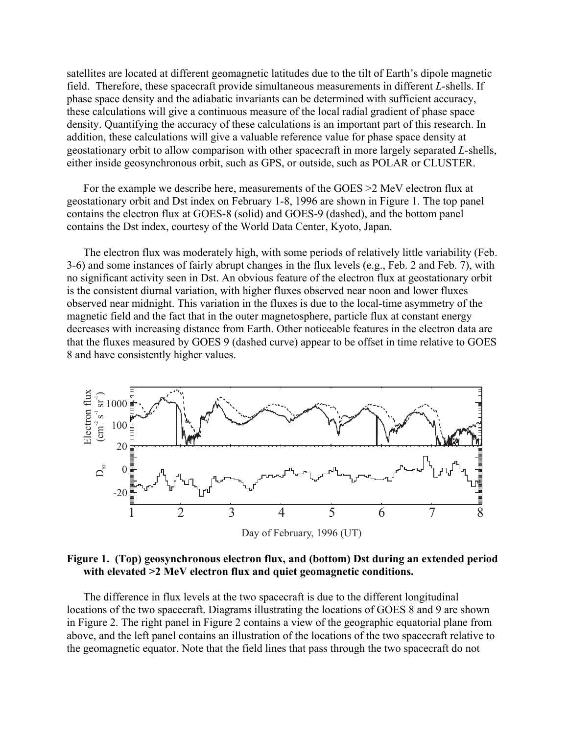satellites are located at different geomagnetic latitudes due to the tilt of Earth's dipole magnetic field. Therefore, these spacecraft provide simultaneous measurements in different *L*-shells. If phase space density and the adiabatic invariants can be determined with sufficient accuracy, these calculations will give a continuous measure of the local radial gradient of phase space density. Quantifying the accuracy of these calculations is an important part of this research. In addition, these calculations will give a valuable reference value for phase space density at geostationary orbit to allow comparison with other spacecraft in more largely separated *L*-shells, either inside geosynchronous orbit, such as GPS, or outside, such as POLAR or CLUSTER.

For the example we describe here, measurements of the GOES >2 MeV electron flux at geostationary orbit and Dst index on February 1-8, 1996 are shown in Figure 1. The top panel contains the electron flux at GOES-8 (solid) and GOES-9 (dashed), and the bottom panel contains the Dst index, courtesy of the World Data Center, Kyoto, Japan.

The electron flux was moderately high, with some periods of relatively little variability (Feb. 3-6) and some instances of fairly abrupt changes in the flux levels (e.g., Feb. 2 and Feb. 7), with no significant activity seen in Dst. An obvious feature of the electron flux at geostationary orbit is the consistent diurnal variation, with higher fluxes observed near noon and lower fluxes observed near midnight. This variation in the fluxes is due to the local-time asymmetry of the magnetic field and the fact that in the outer magnetosphere, particle flux at constant energy decreases with increasing distance from Earth. Other noticeable features in the electron data are that the fluxes measured by GOES 9 (dashed curve) appear to be offset in time relative to GOES 8 and have consistently higher values.

**Figure 1. (Top) geosynchronous electron flux, and (bottom) Dst during an extended period with elevated >2 MeV electron flux and quiet geomagnetic conditions.**

The difference in flux levels at the two spacecraft is due to the different longitudinal locations of the two spacecraft. Diagrams illustrating the locations of GOES 8 and 9 are shown in Figure 2. The right panel in Figure 2 contains a view of the geographic equatorial plane from above, and the left panel contains an illustration of the locations of the two spacecraft relative to the geomagnetic equator. Note that the field lines that pass through the two spacecraft do not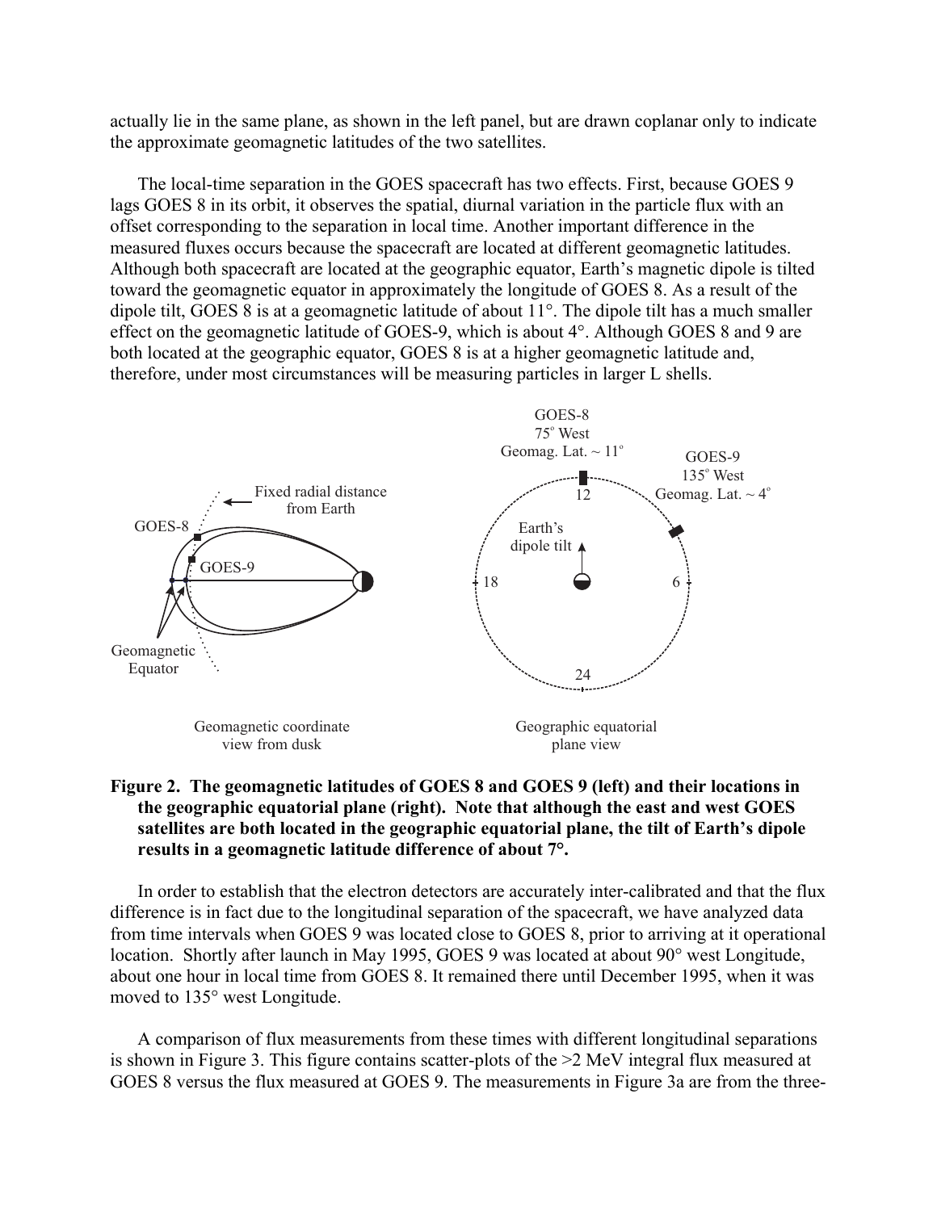actually lie in the same plane, as shown in the left panel, but are drawn coplanar only to indicate the approximate geomagnetic latitudes of the two satellites.

The local-time separation in the GOES spacecraft has two effects. First, because GOES 9 lags GOES 8 in its orbit, it observes the spatial, diurnal variation in the particle flux with an offset corresponding to the separation in local time. Another important difference in the measured fluxes occurs because the spacecraft are located at different geomagnetic latitudes. Although both spacecraft are located at the geographic equator, Earth's magnetic dipole is tilted toward the geomagnetic equator in approximately the longitude of GOES 8. As a result of the dipole tilt, GOES 8 is at a geomagnetic latitude of about 11°. The dipole tilt has a much smaller effect on the geomagnetic latitude of GOES-9, which is about 4°. Although GOES 8 and 9 are both located at the geographic equator, GOES 8 is at a higher geomagnetic latitude and, therefore, under most circumstances will be measuring particles in larger L shells.

**Figure 2. The geomagnetic latitudes of GOES 8 and GOES 9 (left) and their locations in the geographic equatorial plane (right). Note that although the east and west GOES satellites are both located in the geographic equatorial plane, the tilt of Earth's dipole results in a geomagnetic latitude difference of about 7°.**

In order to establish that the electron detectors are accurately inter-calibrated and that the flux difference is in fact due to the longitudinal separation of the spacecraft, we have analyzed data from time intervals when GOES 9 was located close to GOES 8, prior to arriving at it operational location. Shortly after launch in May 1995, GOES 9 was located at about 90° west Longitude, about one hour in local time from GOES 8. It remained there until December 1995, when it was moved to 135° west Longitude.

A comparison of flux measurements from these times with different longitudinal separations is shown in Figure 3. This figure contains scatter-plots of the >2 MeV integral flux measured at GOES 8 versus the flux measured at GOES 9. The measurements in Figure 3a are from the three-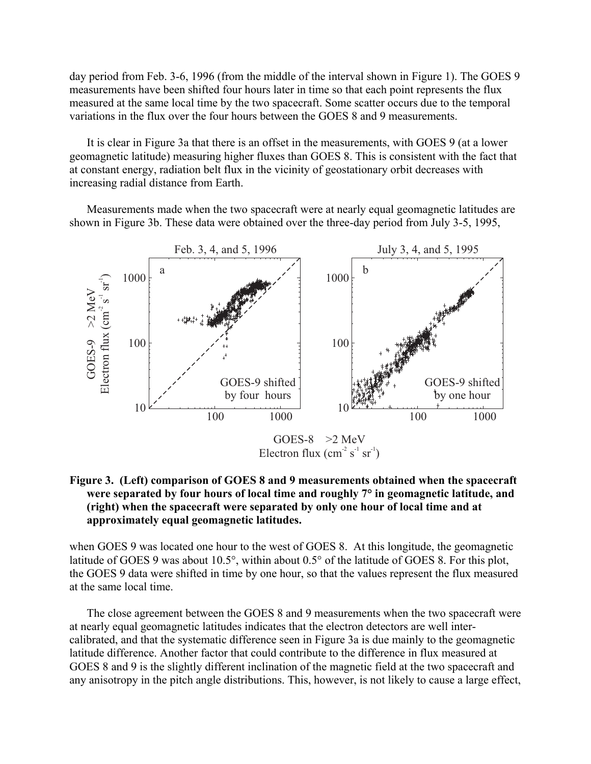day period from Feb. 3-6, 1996 (from the middle of the interval shown in Figure 1). The GOES 9 measurements have been shifted four hours later in time so that each point represents the flux measured at the same local time by the two spacecraft. Some scatter occurs due to the temporal variations in the flux over the four hours between the GOES 8 and 9 measurements.

It is clear in Figure 3a that there is an offset in the measurements, with GOES 9 (at a lower geomagnetic latitude) measuring higher fluxes than GOES 8. This is consistent with the fact that at constant energy, radiation belt flux in the vicinity of geostationary orbit decreases with increasing radial distance from Earth.

Measurements made when the two spacecraft were at nearly equal geomagnetic latitudes are shown in Figure 3b. These data were obtained over the three-day period from July 3-5, 1995,

**Figure 3. (Left) comparison of GOES 8 and 9 measurements obtained when the spacecraft were separated by four hours of local time and roughly 7° in geomagnetic latitude, and (right) when the spacecraft were separated by only one hour of local time and at approximately equal geomagnetic latitudes.**

when GOES 9 was located one hour to the west of GOES 8. At this longitude, the geomagnetic latitude of GOES 9 was about 10.5°, within about 0.5° of the latitude of GOES 8. For this plot, the GOES 9 data were shifted in time by one hour, so that the values represent the flux measured at the same local time.

The close agreement between the GOES 8 and 9 measurements when the two spacecraft were at nearly equal geomagnetic latitudes indicates that the electron detectors are well inter-calibrated, and that the systematic difference seen in Figure 3a is due mainly to the geomagnetic latitude difference. Another factor that could contribute to the difference in flux measured at GOES 8 and 9 is the slightly different inclination of the magnetic field at the two spacecraft and any anisotropy in the pitch angle distributions. This, however, is not likely to cause a large effect,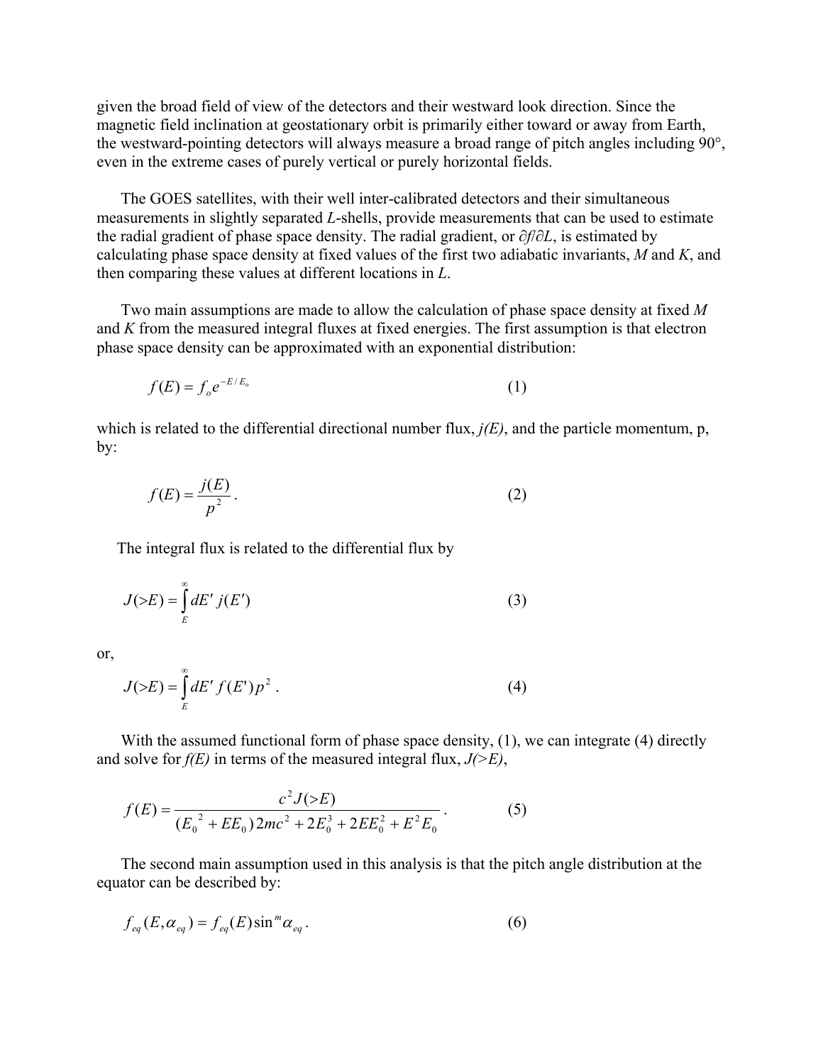given the broad field of view of the detectors and their westward look direction. Since the magnetic field inclination at geostationary orbit is primarily either toward or away from Earth, the westward-pointing detectors will always measure a broad range of pitch angles including 90°, even in the extreme cases of purely vertical or purely horizontal fields.

The GOES satellites, with their well inter-calibrated detectors and their simultaneous measurements in slightly separated *L*-shells, provide measurements that can be used to estimate the radial gradient of phase space density. The radial gradient, or $\partial f/\partial L$, is estimated by calculating phase space density at fixed values of the first two adiabatic invariants, *M* and *K*, and then comparing these values at different locations in *L*.

Two main assumptions are made to allow the calculation of phase space density at fixed *M* and *K* from the measured integral fluxes at fixed energies. The first assumption is that electron phase space density can be approximated with an exponential distribution:

$$f(E) = f_o e^{-E/E_o} \tag{1}$$

which is related to the differential directional number flux, *j(E)*, and the particle momentum, p, by:

$$f(E) = \frac{j(E)}{p^2}. \tag{2}$$

The integral flux is related to the differential flux by

$$J(>E) = \int_E^\infty dE'\, j(E') \tag{3}$$

or,

$$J(>E) = \int_E^\infty dE'\, f(E')p^2\,. \tag{4}$$

With the assumed functional form of phase space density, (1), we can integrate (4) directly and solve for *f(E)* in terms of the measured integral flux, *J(>E)*,

$$f(E) = \frac{c^2 J(>E)}{({E_0}^2 + EE_0)2mc^2 + 2E_0^3 + 2EE_0^2 + E^2E_0}\,. \tag{5}$$

The second main assumption used in this analysis is that the pitch angle distribution at the equator can be described by:

$$f_{eq}(E,\alpha_{eq}) = f_{eq}(E)\sin^m \alpha_{eq}\,. \tag{6}$$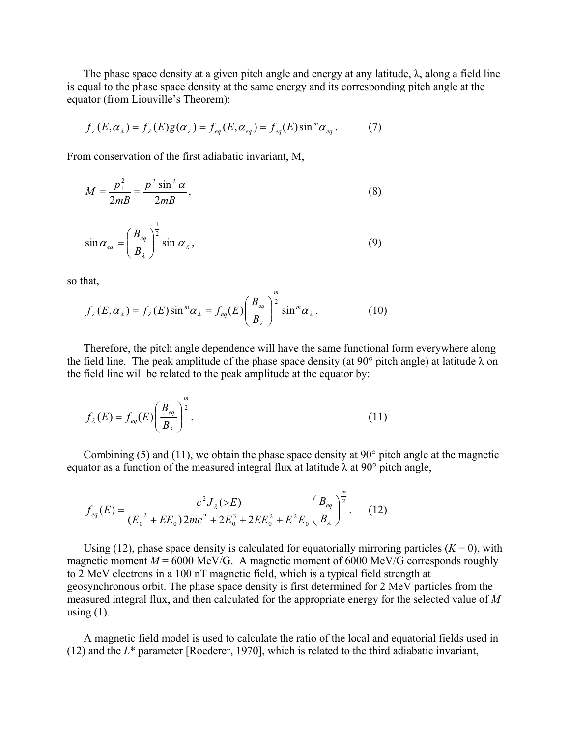The phase space density at a given pitch angle and energy at any latitude, λ, along a field line is equal to the phase space density at the same energy and its corresponding pitch angle at the equator (from Liouville's Theorem):

$$f_\lambda(E,\alpha_\lambda) = f_\lambda(E)g(\alpha_\lambda) = f_{eq}(E,\alpha_{eq}) = f_{eq}(E)\sin^m\alpha_{eq}\,. \tag{7}$$

From conservation of the first adiabatic invariant, M,

$$M = \frac{p_\perp^2}{2mB} = \frac{p^2\sin^2\alpha}{2mB}, \tag{8}$$

$$\sin\alpha_{eq} = \left(\frac{B_{eq}}{B_\lambda}\right)^{\frac{1}{2}}\sin\alpha_\lambda\,, \tag{9}$$

so that,

$$f_\lambda(E,\alpha_\lambda) = f_\lambda(E)\sin^m\alpha_\lambda = f_{eq}(E)\left(\frac{B_{eq}}{B_\lambda}\right)^{\frac{m}{2}}\sin^m\alpha_\lambda\,. \tag{10}$$

Therefore, the pitch angle dependence will have the same functional form everywhere along the field line. The peak amplitude of the phase space density (at 90° pitch angle) at latitude λ on the field line will be related to the peak amplitude at the equator by:

$$f_\lambda(E) = f_{eq}(E)\left(\frac{B_{eq}}{B_\lambda}\right)^{\frac{m}{2}}. \tag{11}$$

Combining (5) and (11), we obtain the phase space density at 90° pitch angle at the magnetic equator as a function of the measured integral flux at latitude λ at 90° pitch angle,

$$f_{eq}(E) = \frac{c^2 J_\lambda(>E)}{(E_0{}^2 + EE_0)2mc^2 + 2E_0^3 + 2EE_0^2 + E^2E_0}\left(\frac{B_{eq}}{B_\lambda}\right)^{\frac{m}{2}}. \tag{12}$$

Using (12), phase space density is calculated for equatorially mirroring particles ($K = 0$), with magnetic moment $M = 6000$ MeV/G. A magnetic moment of 6000 MeV/G corresponds roughly to 2 MeV electrons in a 100 nT magnetic field, which is a typical field strength at geosynchronous orbit. The phase space density is first determined for 2 MeV particles from the measured integral flux, and then calculated for the appropriate energy for the selected value of $M$ using (1).

A magnetic field model is used to calculate the ratio of the local and equatorial fields used in (12) and the $L^*$ parameter [Roederer, 1970], which is related to the third adiabatic invariant,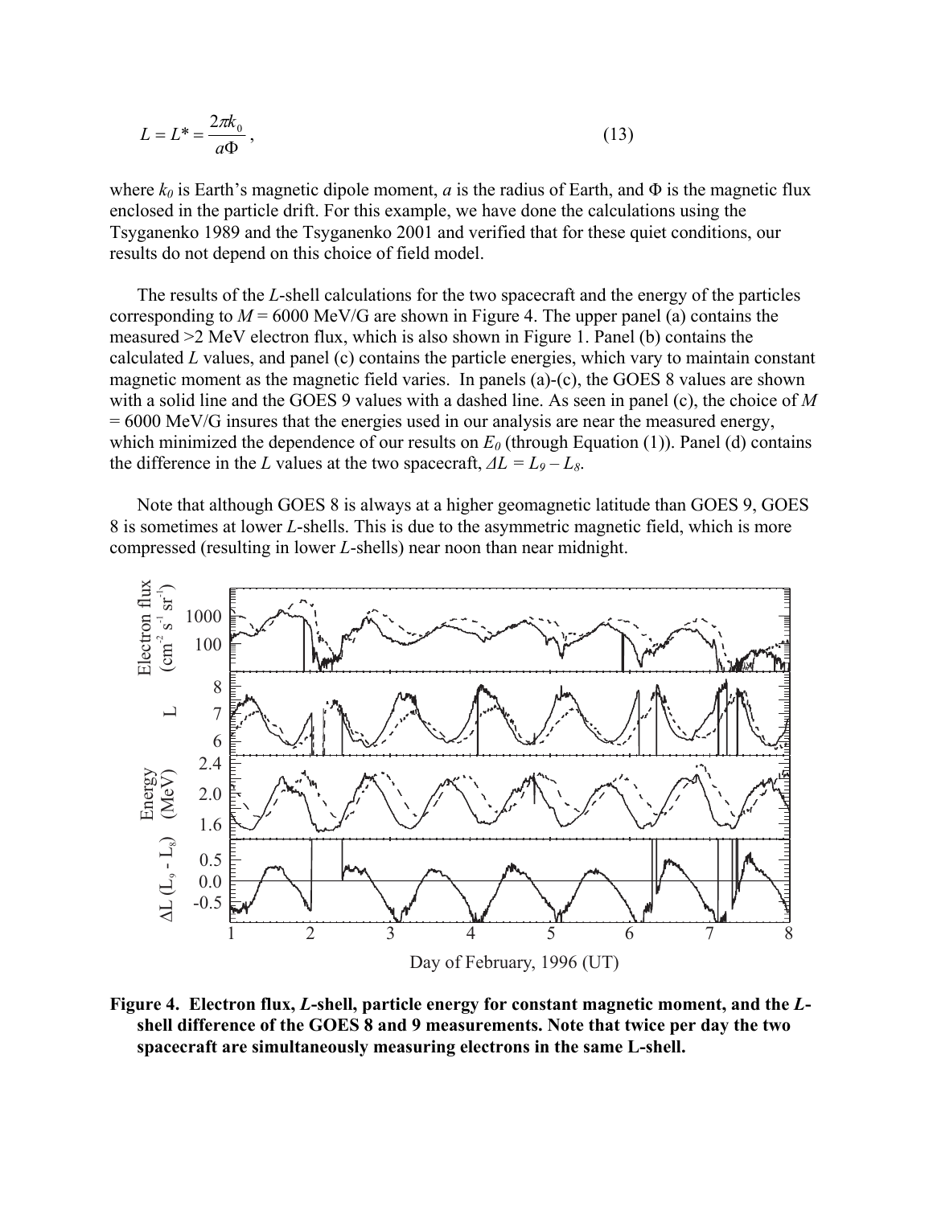$$L = L^* = \frac{2\pi k_0}{a\Phi}, \tag{13}$$

where $k_0$ is Earth's magnetic dipole moment, $a$ is the radius of Earth, and $\Phi$ is the magnetic flux enclosed in the particle drift. For this example, we have done the calculations using the Tsyganenko 1989 and the Tsyganenko 2001 and verified that for these quiet conditions, our results do not depend on this choice of field model.

The results of the $L$-shell calculations for the two spacecraft and the energy of the particles corresponding to $M$ = 6000 MeV/G are shown in Figure 4. The upper panel (a) contains the measured >2 MeV electron flux, which is also shown in Figure 1. Panel (b) contains the calculated $L$ values, and panel (c) contains the particle energies, which vary to maintain constant magnetic moment as the magnetic field varies. In panels (a)-(c), the GOES 8 values are shown with a solid line and the GOES 9 values with a dashed line. As seen in panel (c), the choice of $M$ = 6000 MeV/G insures that the energies used in our analysis are near the measured energy, which minimized the dependence of our results on $E_0$ (through Equation (1)). Panel (d) contains the difference in the $L$ values at the two spacecraft, $\Delta L = L_9 - L_8$.

Note that although GOES 8 is always at a higher geomagnetic latitude than GOES 9, GOES 8 is sometimes at lower $L$-shells. This is due to the asymmetric magnetic field, which is more compressed (resulting in lower $L$-shells) near noon than near midnight.

**Figure 4. Electron flux, $L$-shell, particle energy for constant magnetic moment, and the $L$-shell difference of the GOES 8 and 9 measurements. Note that twice per day the two spacecraft are simultaneously measuring electrons in the same L-shell.**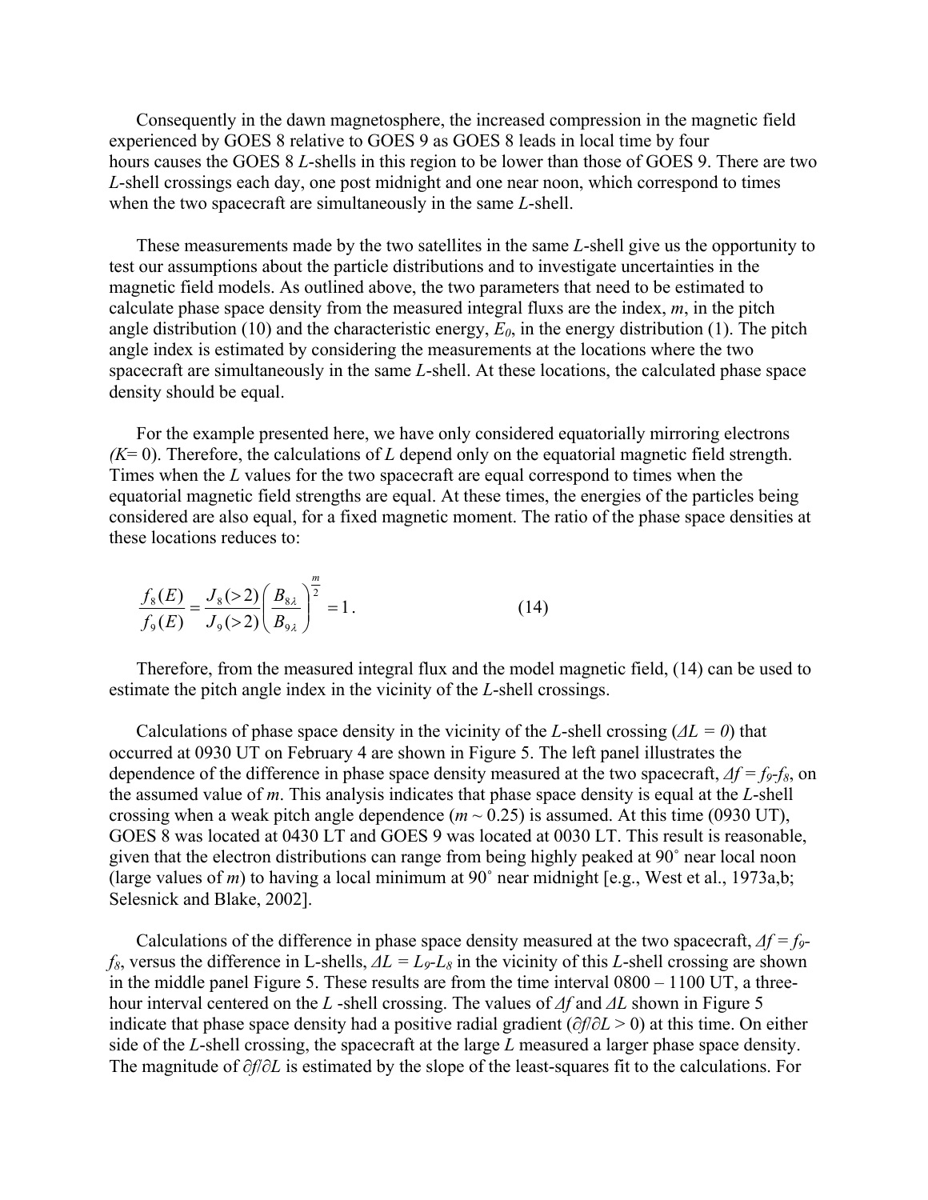Consequently in the dawn magnetosphere, the increased compression in the magnetic field experienced by GOES 8 relative to GOES 9 as GOES 8 leads in local time by four hours causes the GOES 8 *L*-shells in this region to be lower than those of GOES 9. There are two *L*-shell crossings each day, one post midnight and one near noon, which correspond to times when the two spacecraft are simultaneously in the same *L*-shell.

These measurements made by the two satellites in the same *L*-shell give us the opportunity to test our assumptions about the particle distributions and to investigate uncertainties in the magnetic field models. As outlined above, the two parameters that need to be estimated to calculate phase space density from the measured integral fluxs are the index, $m$, in the pitch angle distribution (10) and the characteristic energy, $E_0$, in the energy distribution (1). The pitch angle index is estimated by considering the measurements at the locations where the two spacecraft are simultaneously in the same *L*-shell. At these locations, the calculated phase space density should be equal.

For the example presented here, we have only considered equatorially mirroring electrons ($K$= 0). Therefore, the calculations of $L$ depend only on the equatorial magnetic field strength. Times when the $L$ values for the two spacecraft are equal correspond to times when the equatorial magnetic field strengths are equal. At these times, the energies of the particles being considered are also equal, for a fixed magnetic moment. The ratio of the phase space densities at these locations reduces to:

$$\frac{f_8(E)}{f_9(E)} = \frac{J_8(>2)}{J_9(>2)}\left(\frac{B_{8\lambda}}{B_{9\lambda}}\right)^{\frac{m}{2}} = 1\,. \qquad (14)$$

Therefore, from the measured integral flux and the model magnetic field, (14) can be used to estimate the pitch angle index in the vicinity of the *L*-shell crossings.

Calculations of phase space density in the vicinity of the *L*-shell crossing ($\Delta L = 0$) that occurred at 0930 UT on February 4 are shown in Figure 5. The left panel illustrates the dependence of the difference in phase space density measured at the two spacecraft, $\Delta f = f_9$-$f_8$, on the assumed value of $m$. This analysis indicates that phase space density is equal at the *L*-shell crossing when a weak pitch angle dependence ($m \sim 0.25$) is assumed. At this time (0930 UT), GOES 8 was located at 0430 LT and GOES 9 was located at 0030 LT. This result is reasonable, given that the electron distributions can range from being highly peaked at 90˚ near local noon (large values of $m$) to having a local minimum at 90˚ near midnight [e.g., West et al., 1973a,b; Selesnick and Blake, 2002].

Calculations of the difference in phase space density measured at the two spacecraft, $\Delta f = f_9$-$f_8$, versus the difference in L-shells, $\Delta L = L_9$-$L_8$ in the vicinity of this *L*-shell crossing are shown in the middle panel Figure 5. These results are from the time interval 0800 – 1100 UT, a three-hour interval centered on the $L$ -shell crossing. The values of $\Delta f$ and $\Delta L$ shown in Figure 5 indicate that phase space density had a positive radial gradient ($\partial f/\partial L > 0$) at this time. On either side of the *L*-shell crossing, the spacecraft at the large $L$ measured a larger phase space density. The magnitude of $\partial f/\partial L$ is estimated by the slope of the least-squares fit to the calculations. For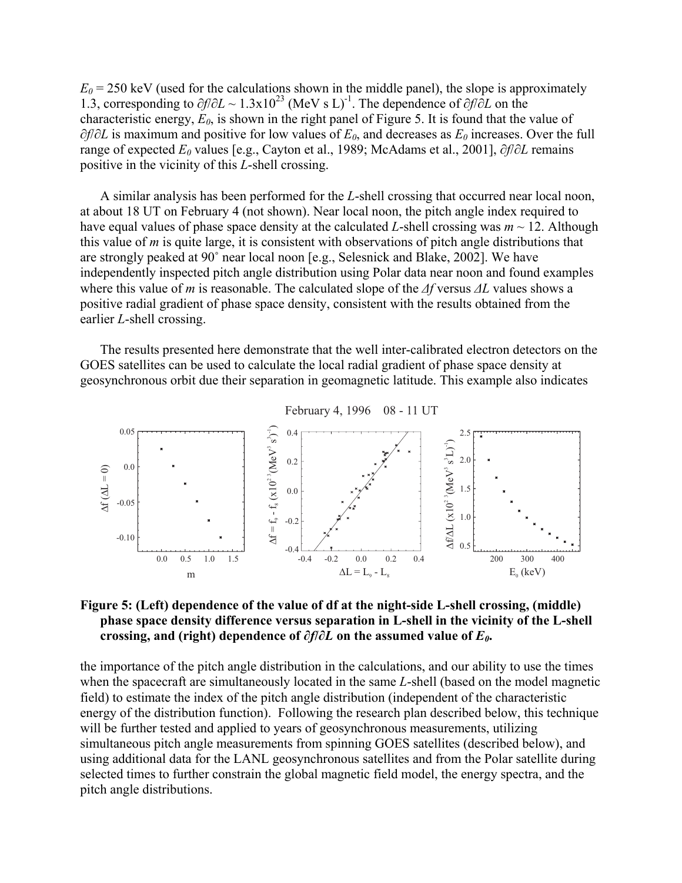$E_0$ = 250 keV (used for the calculations shown in the middle panel), the slope is approximately 1.3, corresponding to $\partial f/\partial L \sim 1.3\text{x}10^{23}$ (MeV s L)$^{-1}$. The dependence of $\partial f/\partial L$ on the characteristic energy, $E_0$, is shown in the right panel of Figure 5. It is found that the value of $\partial f/\partial L$ is maximum and positive for low values of $E_0$, and decreases as $E_0$ increases. Over the full range of expected $E_0$ values [e.g., Cayton et al., 1989; McAdams et al., 2001], $\partial f/\partial L$ remains positive in the vicinity of this *L*-shell crossing.

A similar analysis has been performed for the *L*-shell crossing that occurred near local noon, at about 18 UT on February 4 (not shown). Near local noon, the pitch angle index required to have equal values of phase space density at the calculated *L*-shell crossing was $m \sim 12$. Although this value of *m* is quite large, it is consistent with observations of pitch angle distributions that are strongly peaked at 90˚ near local noon [e.g., Selesnick and Blake, 2002]. We have independently inspected pitch angle distribution using Polar data near noon and found examples where this value of *m* is reasonable. The calculated slope of the $\Delta f$ versus $\Delta L$ values shows a positive radial gradient of phase space density, consistent with the results obtained from the earlier *L*-shell crossing.

The results presented here demonstrate that the well inter-calibrated electron detectors on the GOES satellites can be used to calculate the local radial gradient of phase space density at geosynchronous orbit due their separation in geomagnetic latitude. This example also indicates

**Figure 5: (Left) dependence of the value of df at the night-side L-shell crossing, (middle) phase space density difference versus separation in L-shell in the vicinity of the L-shell crossing, and (right) dependence of $\partial f/\partial L$ on the assumed value of $E_0$.**

the importance of the pitch angle distribution in the calculations, and our ability to use the times when the spacecraft are simultaneously located in the same *L*-shell (based on the model magnetic field) to estimate the index of the pitch angle distribution (independent of the characteristic energy of the distribution function). Following the research plan described below, this technique will be further tested and applied to years of geosynchronous measurements, utilizing simultaneous pitch angle measurements from spinning GOES satellites (described below), and using additional data for the LANL geosynchronous satellites and from the Polar satellite during selected times to further constrain the global magnetic field model, the energy spectra, and the pitch angle distributions.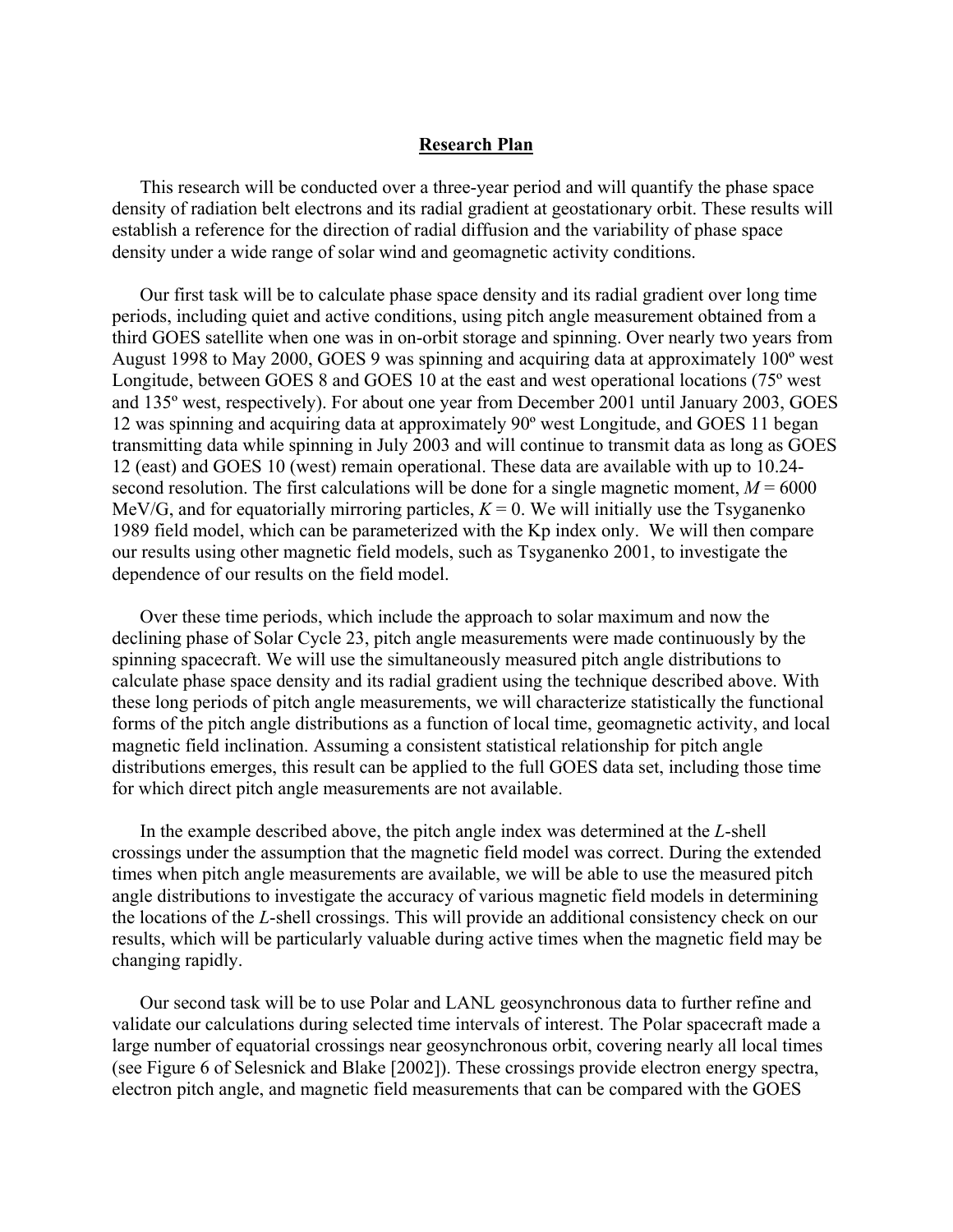## Research Plan

This research will be conducted over a three-year period and will quantify the phase space density of radiation belt electrons and its radial gradient at geostationary orbit. These results will establish a reference for the direction of radial diffusion and the variability of phase space density under a wide range of solar wind and geomagnetic activity conditions.

Our first task will be to calculate phase space density and its radial gradient over long time periods, including quiet and active conditions, using pitch angle measurement obtained from a third GOES satellite when one was in on-orbit storage and spinning. Over nearly two years from August 1998 to May 2000, GOES 9 was spinning and acquiring data at approximately 100º west Longitude, between GOES 8 and GOES 10 at the east and west operational locations (75º west and 135º west, respectively). For about one year from December 2001 until January 2003, GOES 12 was spinning and acquiring data at approximately 90º west Longitude, and GOES 11 began transmitting data while spinning in July 2003 and will continue to transmit data as long as GOES 12 (east) and GOES 10 (west) remain operational. These data are available with up to 10.24-second resolution. The first calculations will be done for a single magnetic moment, $M = 6000$ MeV/G, and for equatorially mirroring particles, $K = 0$. We will initially use the Tsyganenko 1989 field model, which can be parameterized with the Kp index only. We will then compare our results using other magnetic field models, such as Tsyganenko 2001, to investigate the dependence of our results on the field model.

Over these time periods, which include the approach to solar maximum and now the declining phase of Solar Cycle 23, pitch angle measurements were made continuously by the spinning spacecraft. We will use the simultaneously measured pitch angle distributions to calculate phase space density and its radial gradient using the technique described above. With these long periods of pitch angle measurements, we will characterize statistically the functional forms of the pitch angle distributions as a function of local time, geomagnetic activity, and local magnetic field inclination. Assuming a consistent statistical relationship for pitch angle distributions emerges, this result can be applied to the full GOES data set, including those time for which direct pitch angle measurements are not available.

In the example described above, the pitch angle index was determined at the $L$-shell crossings under the assumption that the magnetic field model was correct. During the extended times when pitch angle measurements are available, we will be able to use the measured pitch angle distributions to investigate the accuracy of various magnetic field models in determining the locations of the $L$-shell crossings. This will provide an additional consistency check on our results, which will be particularly valuable during active times when the magnetic field may be changing rapidly.

Our second task will be to use Polar and LANL geosynchronous data to further refine and validate our calculations during selected time intervals of interest. The Polar spacecraft made a large number of equatorial crossings near geosynchronous orbit, covering nearly all local times (see Figure 6 of Selesnick and Blake [2002]). These crossings provide electron energy spectra, electron pitch angle, and magnetic field measurements that can be compared with the GOES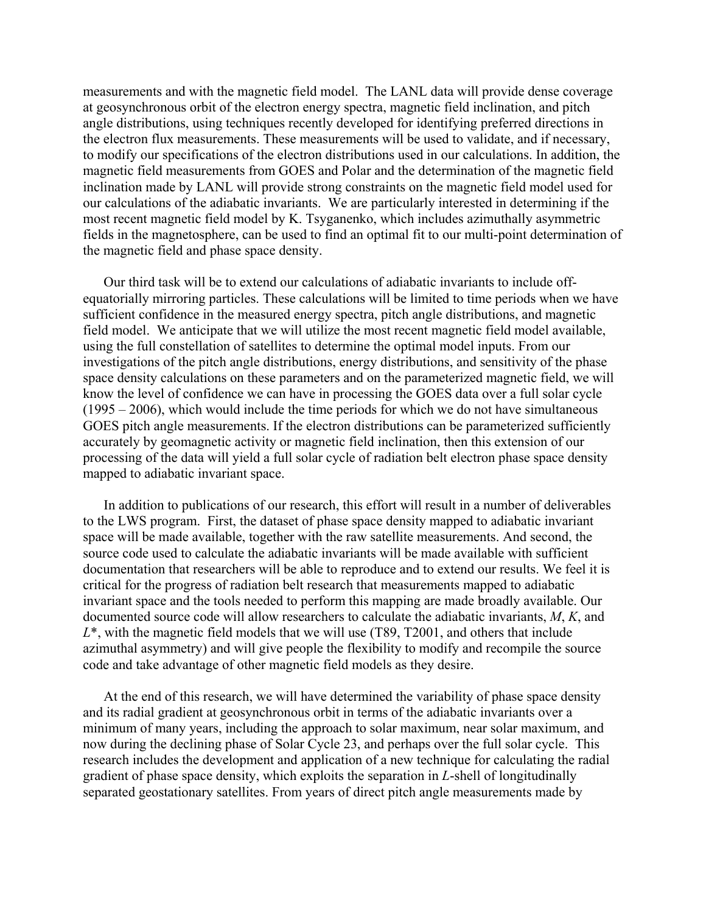measurements and with the magnetic field model. The LANL data will provide dense coverage at geosynchronous orbit of the electron energy spectra, magnetic field inclination, and pitch angle distributions, using techniques recently developed for identifying preferred directions in the electron flux measurements. These measurements will be used to validate, and if necessary, to modify our specifications of the electron distributions used in our calculations. In addition, the magnetic field measurements from GOES and Polar and the determination of the magnetic field inclination made by LANL will provide strong constraints on the magnetic field model used for our calculations of the adiabatic invariants. We are particularly interested in determining if the most recent magnetic field model by K. Tsyganenko, which includes azimuthally asymmetric fields in the magnetosphere, can be used to find an optimal fit to our multi-point determination of the magnetic field and phase space density.

Our third task will be to extend our calculations of adiabatic invariants to include off-equatorially mirroring particles. These calculations will be limited to time periods when we have sufficient confidence in the measured energy spectra, pitch angle distributions, and magnetic field model. We anticipate that we will utilize the most recent magnetic field model available, using the full constellation of satellites to determine the optimal model inputs. From our investigations of the pitch angle distributions, energy distributions, and sensitivity of the phase space density calculations on these parameters and on the parameterized magnetic field, we will know the level of confidence we can have in processing the GOES data over a full solar cycle (1995 – 2006), which would include the time periods for which we do not have simultaneous GOES pitch angle measurements. If the electron distributions can be parameterized sufficiently accurately by geomagnetic activity or magnetic field inclination, then this extension of our processing of the data will yield a full solar cycle of radiation belt electron phase space density mapped to adiabatic invariant space.

In addition to publications of our research, this effort will result in a number of deliverables to the LWS program. First, the dataset of phase space density mapped to adiabatic invariant space will be made available, together with the raw satellite measurements. And second, the source code used to calculate the adiabatic invariants will be made available with sufficient documentation that researchers will be able to reproduce and to extend our results. We feel it is critical for the progress of radiation belt research that measurements mapped to adiabatic invariant space and the tools needed to perform this mapping are made broadly available. Our documented source code will allow researchers to calculate the adiabatic invariants, $M$, $K$, and $L^*$, with the magnetic field models that we will use (T89, T2001, and others that include azimuthal asymmetry) and will give people the flexibility to modify and recompile the source code and take advantage of other magnetic field models as they desire.

At the end of this research, we will have determined the variability of phase space density and its radial gradient at geosynchronous orbit in terms of the adiabatic invariants over a minimum of many years, including the approach to solar maximum, near solar maximum, and now during the declining phase of Solar Cycle 23, and perhaps over the full solar cycle. This research includes the development and application of a new technique for calculating the radial gradient of phase space density, which exploits the separation in $L$-shell of longitudinally separated geostationary satellites. From years of direct pitch angle measurements made by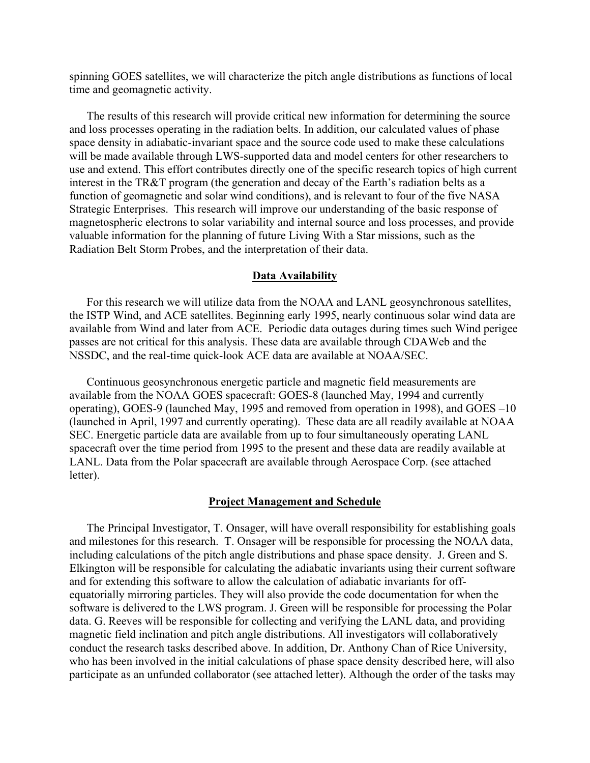spinning GOES satellites, we will characterize the pitch angle distributions as functions of local time and geomagnetic activity.

The results of this research will provide critical new information for determining the source and loss processes operating in the radiation belts. In addition, our calculated values of phase space density in adiabatic-invariant space and the source code used to make these calculations will be made available through LWS-supported data and model centers for other researchers to use and extend. This effort contributes directly one of the specific research topics of high current interest in the TR&T program (the generation and decay of the Earth's radiation belts as a function of geomagnetic and solar wind conditions), and is relevant to four of the five NASA Strategic Enterprises. This research will improve our understanding of the basic response of magnetospheric electrons to solar variability and internal source and loss processes, and provide valuable information for the planning of future Living With a Star missions, such as the Radiation Belt Storm Probes, and the interpretation of their data.

## Data Availability

For this research we will utilize data from the NOAA and LANL geosynchronous satellites, the ISTP Wind, and ACE satellites. Beginning early 1995, nearly continuous solar wind data are available from Wind and later from ACE. Periodic data outages during times such Wind perigee passes are not critical for this analysis. These data are available through CDAWeb and the NSSDC, and the real-time quick-look ACE data are available at NOAA/SEC.

Continuous geosynchronous energetic particle and magnetic field measurements are available from the NOAA GOES spacecraft: GOES-8 (launched May, 1994 and currently operating), GOES-9 (launched May, 1995 and removed from operation in 1998), and GOES –10 (launched in April, 1997 and currently operating). These data are all readily available at NOAA SEC. Energetic particle data are available from up to four simultaneously operating LANL spacecraft over the time period from 1995 to the present and these data are readily available at LANL. Data from the Polar spacecraft are available through Aerospace Corp. (see attached letter).

## Project Management and Schedule

The Principal Investigator, T. Onsager, will have overall responsibility for establishing goals and milestones for this research. T. Onsager will be responsible for processing the NOAA data, including calculations of the pitch angle distributions and phase space density. J. Green and S. Elkington will be responsible for calculating the adiabatic invariants using their current software and for extending this software to allow the calculation of adiabatic invariants for off-equatorially mirroring particles. They will also provide the code documentation for when the software is delivered to the LWS program. J. Green will be responsible for processing the Polar data. G. Reeves will be responsible for collecting and verifying the LANL data, and providing magnetic field inclination and pitch angle distributions. All investigators will collaboratively conduct the research tasks described above. In addition, Dr. Anthony Chan of Rice University, who has been involved in the initial calculations of phase space density described here, will also participate as an unfunded collaborator (see attached letter). Although the order of the tasks may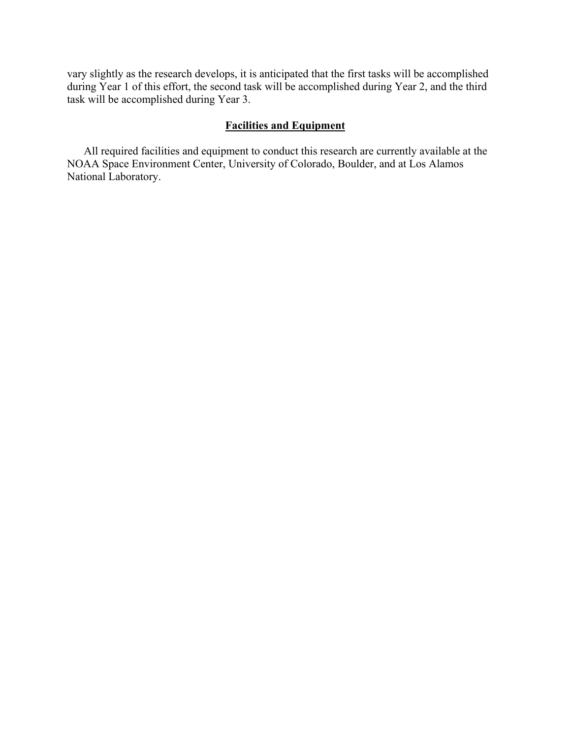vary slightly as the research develops, it is anticipated that the first tasks will be accomplished during Year 1 of this effort, the second task will be accomplished during Year 2, and the third task will be accomplished during Year 3.

## Facilities and Equipment

All required facilities and equipment to conduct this research are currently available at the NOAA Space Environment Center, University of Colorado, Boulder, and at Los Alamos National Laboratory.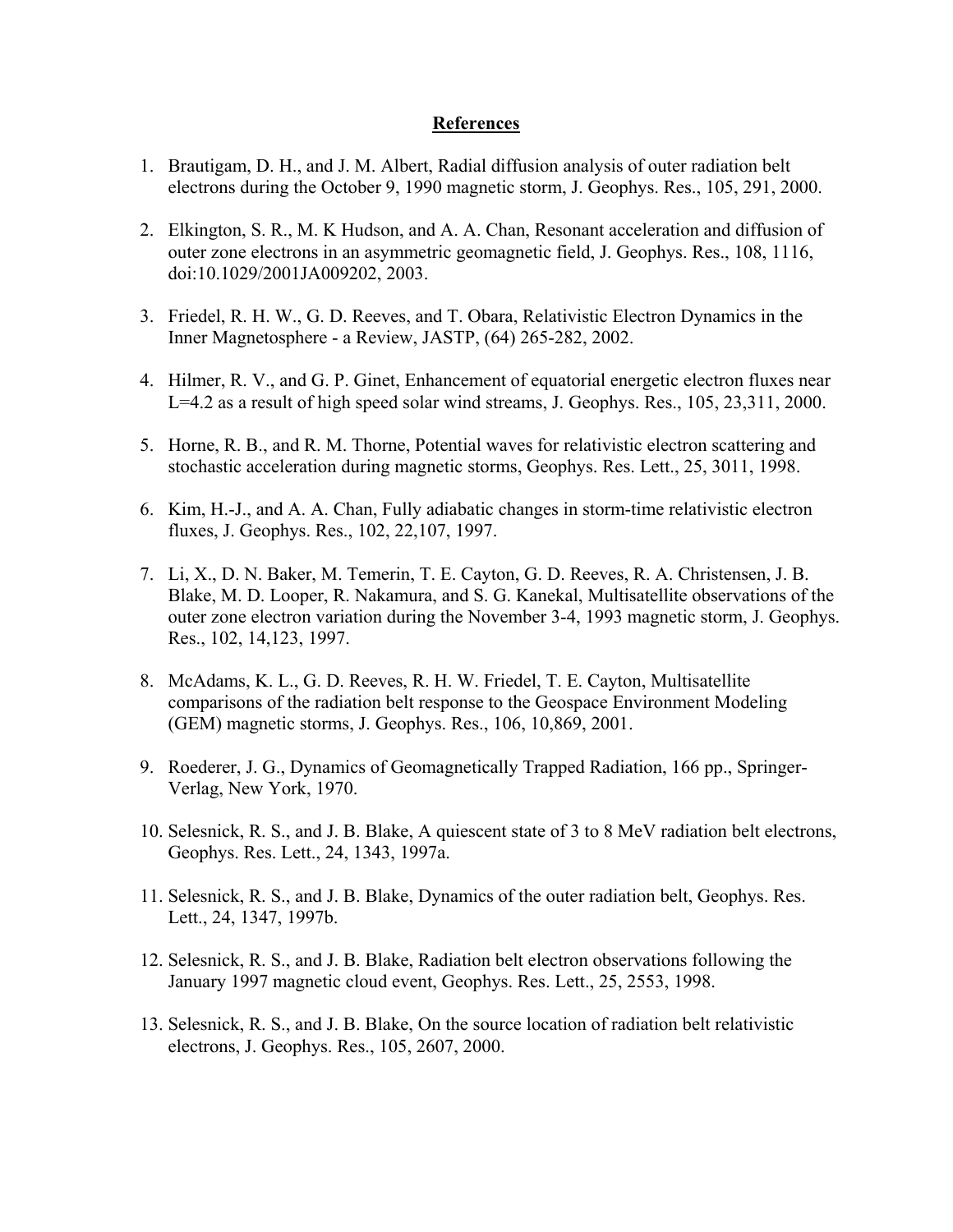## References

1. Brautigam, D. H., and J. M. Albert, Radial diffusion analysis of outer radiation belt electrons during the October 9, 1990 magnetic storm, J. Geophys. Res., 105, 291, 2000.

2. Elkington, S. R., M. K Hudson, and A. A. Chan, Resonant acceleration and diffusion of outer zone electrons in an asymmetric geomagnetic field, J. Geophys. Res., 108, 1116, doi:10.1029/2001JA009202, 2003.

3. Friedel, R. H. W., G. D. Reeves, and T. Obara, Relativistic Electron Dynamics in the Inner Magnetosphere - a Review, JASTP, (64) 265-282, 2002.

4. Hilmer, R. V., and G. P. Ginet, Enhancement of equatorial energetic electron fluxes near L=4.2 as a result of high speed solar wind streams, J. Geophys. Res., 105, 23,311, 2000.

5. Horne, R. B., and R. M. Thorne, Potential waves for relativistic electron scattering and stochastic acceleration during magnetic storms, Geophys. Res. Lett., 25, 3011, 1998.

6. Kim, H.-J., and A. A. Chan, Fully adiabatic changes in storm-time relativistic electron fluxes, J. Geophys. Res., 102, 22,107, 1997.

7. Li, X., D. N. Baker, M. Temerin, T. E. Cayton, G. D. Reeves, R. A. Christensen, J. B. Blake, M. D. Looper, R. Nakamura, and S. G. Kanekal, Multisatellite observations of the outer zone electron variation during the November 3-4, 1993 magnetic storm, J. Geophys. Res., 102, 14,123, 1997.

8. McAdams, K. L., G. D. Reeves, R. H. W. Friedel, T. E. Cayton, Multisatellite comparisons of the radiation belt response to the Geospace Environment Modeling (GEM) magnetic storms, J. Geophys. Res., 106, 10,869, 2001.

9. Roederer, J. G., Dynamics of Geomagnetically Trapped Radiation, 166 pp., Springer-Verlag, New York, 1970.

10. Selesnick, R. S., and J. B. Blake, A quiescent state of 3 to 8 MeV radiation belt electrons, Geophys. Res. Lett., 24, 1343, 1997a.

11. Selesnick, R. S., and J. B. Blake, Dynamics of the outer radiation belt, Geophys. Res. Lett., 24, 1347, 1997b.

12. Selesnick, R. S., and J. B. Blake, Radiation belt electron observations following the January 1997 magnetic cloud event, Geophys. Res. Lett., 25, 2553, 1998.

13. Selesnick, R. S., and J. B. Blake, On the source location of radiation belt relativistic electrons, J. Geophys. Res., 105, 2607, 2000.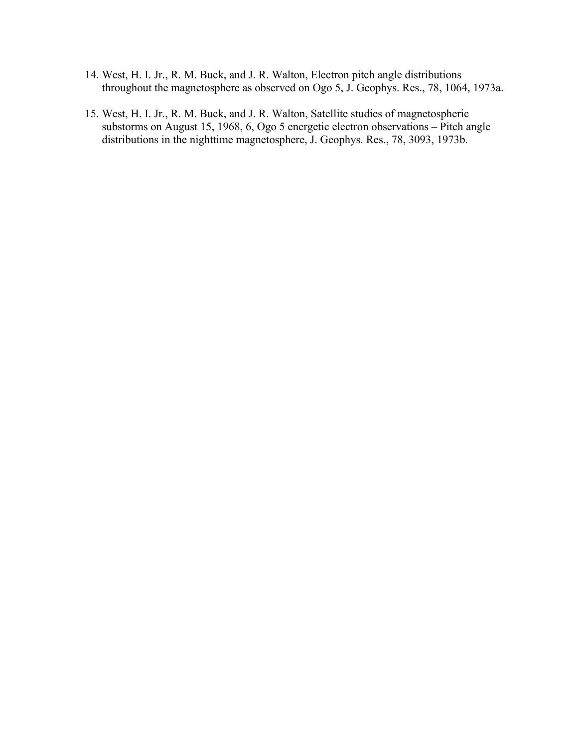14. West, H. I. Jr., R. M. Buck, and J. R. Walton, Electron pitch angle distributions throughout the magnetosphere as observed on Ogo 5, J. Geophys. Res., 78, 1064, 1973a.

15. West, H. I. Jr., R. M. Buck, and J. R. Walton, Satellite studies of magnetospheric substorms on August 15, 1968, 6, Ogo 5 energetic electron observations – Pitch angle distributions in the nighttime magnetosphere, J. Geophys. Res., 78, 3093, 1973b.